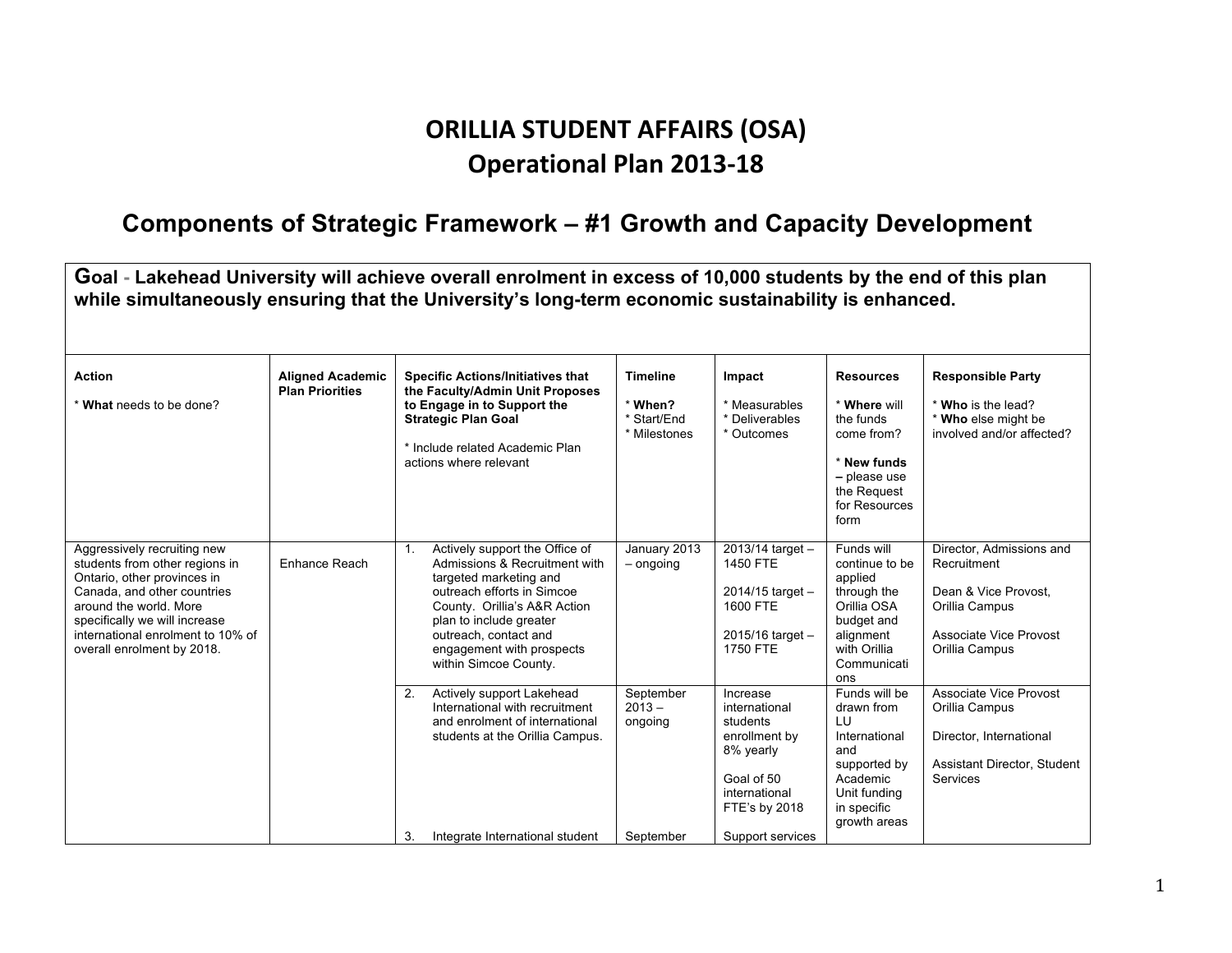# ORILLIA STUDENT AFFAIRS (OSA)
# Operational Plan 2013-18

## Components of Strategic Framework – #1 Growth and Capacity Development

**Goal - Lakehead University will achieve overall enrolment in excess of 10,000 students by the end of this plan while simultaneously ensuring that the University's long-term economic sustainability is enhanced.**

| **Action**<br><br>* **What** needs to be done? | **Aligned Academic Plan Priorities** | **Specific Actions/Initiatives that the Faculty/Admin Unit Proposes to Engage in to Support the Strategic Plan Goal**<br><br>* Include related Academic Plan actions where relevant | **Timeline**<br><br>* **When?**<br>* Start/End<br>* Milestones | **Impact**<br><br>* Measurables<br>* Deliverables<br>* Outcomes | **Resources**<br><br>* **Where** will the funds come from?<br><br>* **New funds –** please use the Request for Resources form | **Responsible Party**<br><br>* **Who** is the lead?<br>* **Who** else might be involved and/or affected? |
|---|---|---|---|---|---|---|
| Aggressively recruiting new students from other regions in Ontario, other provinces in Canada, and other countries around the world. More specifically we will increase international enrolment to 10% of overall enrolment by 2018. | Enhance Reach | 1. Actively support the Office of Admissions & Recruitment with targeted marketing and outreach efforts in Simcoe County. Orillia's A&R Action plan to include greater outreach, contact and engagement with prospects within Simcoe County. | January 2013 – ongoing | 2013/14 target – 1450 FTE<br><br>2014/15 target – 1600 FTE<br><br>2015/16 target – 1750 FTE | Funds will continue to be applied through the Orillia OSA budget and alignment with Orillia Communications | Director, Admissions and Recruitment<br><br>Dean & Vice Provost, Orillia Campus<br><br>Associate Vice Provost Orillia Campus |
| | | 2. Actively support Lakehead International with recruitment and enrolment of international students at the Orillia Campus. | September 2013 – ongoing | Increase international students enrollment by 8% yearly<br><br>Goal of 50 international FTE's by 2018 | Funds will be drawn from LU International and supported by Academic Unit funding in specific growth areas | Associate Vice Provost Orillia Campus<br><br>Director, International<br><br>Assistant Director, Student Services |
| | | 3. Integrate International student | September | Support services | | |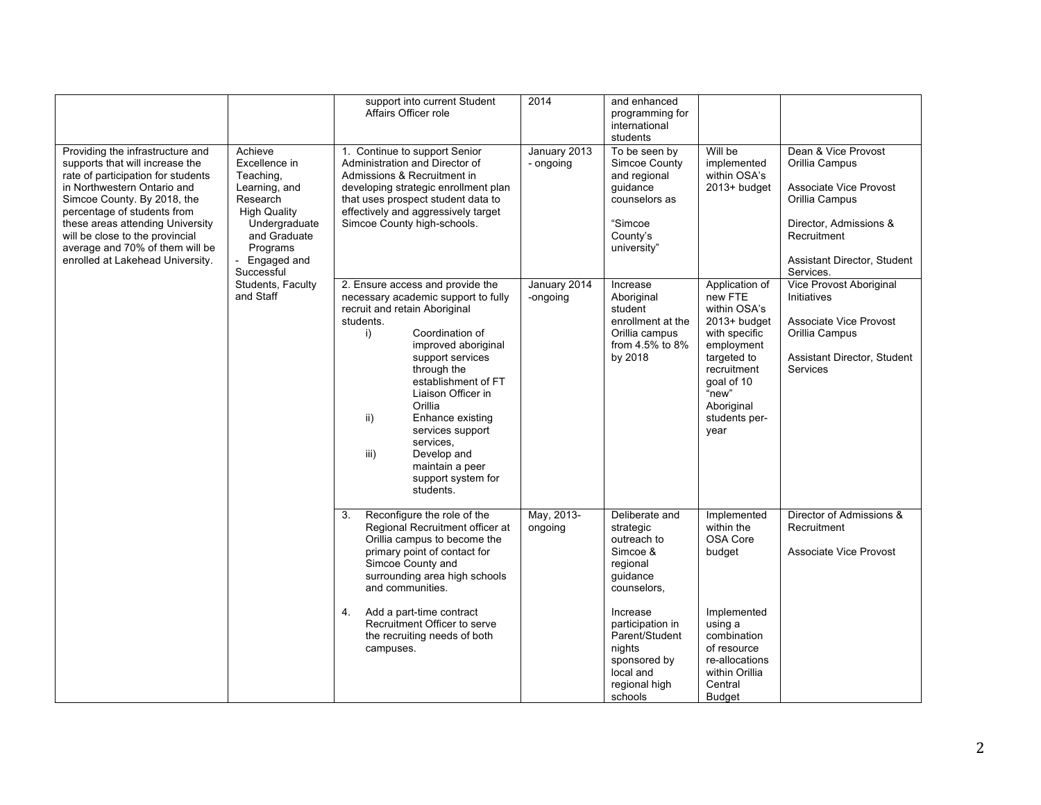| | | | | | | |
|---|---|---|---|---|---|---|
| | | support into current Student Affairs Officer role | 2014 | and enhanced programming for international students | | |
| Providing the infrastructure and supports that will increase the rate of participation for students in Northwestern Ontario and Simcoe County. By 2018, the percentage of students from these areas attending University will be close to the provincial average and 70% of them will be enrolled at Lakehead University. | Achieve Excellence in Teaching, Learning, and Research High Quality Undergraduate and Graduate Programs - Engaged and Successful Students, Faculty and Staff | 1. Continue to support Senior Administration and Director of Admissions & Recruitment in developing strategic enrollment plan that uses prospect student data to effectively and aggressively target Simcoe County high-schools. | January 2013 - ongoing | To be seen by Simcoe County and regional guidance counselors as "Simcoe County's university" | Will be implemented within OSA's 2013+ budget | Dean & Vice Provost Orillia Campus<br><br>Associate Vice Provost Orillia Campus<br><br>Director, Admissions & Recruitment<br><br>Assistant Director, Student Services. |
| | | 2. Ensure access and provide the necessary academic support to fully recruit and retain Aboriginal students.<br>i) Coordination of improved aboriginal support services through the establishment of FT Liaison Officer in Orillia<br>ii) Enhance existing services support services,<br>iii) Develop and maintain a peer support system for students. | January 2014 -ongoing | Increase Aboriginal student enrollment at the Orillia campus from 4.5% to 8% by 2018 | Application of new FTE within OSA's 2013+ budget with specific employment targeted to recruitment goal of 10 "new" Aboriginal students per-year | Vice Provost Aboriginal Initiatives<br><br>Associate Vice Provost Orillia Campus<br><br>Assistant Director, Student Services |
| | | 3. Reconfigure the role of the Regional Recruitment officer at Orillia campus to become the primary point of contact for Simcoe County and surrounding area high schools and communities.<br><br>4. Add a part-time contract Recruitment Officer to serve the recruiting needs of both campuses. | May, 2013-ongoing | Deliberate and strategic outreach to Simcoe & regional guidance counselors,<br><br>Increase participation in Parent/Student nights sponsored by local and regional high schools | Implemented within the OSA Core budget<br><br>Implemented using a combination of resource re-allocations within Orillia Central Budget | Director of Admissions & Recruitment<br><br>Associate Vice Provost |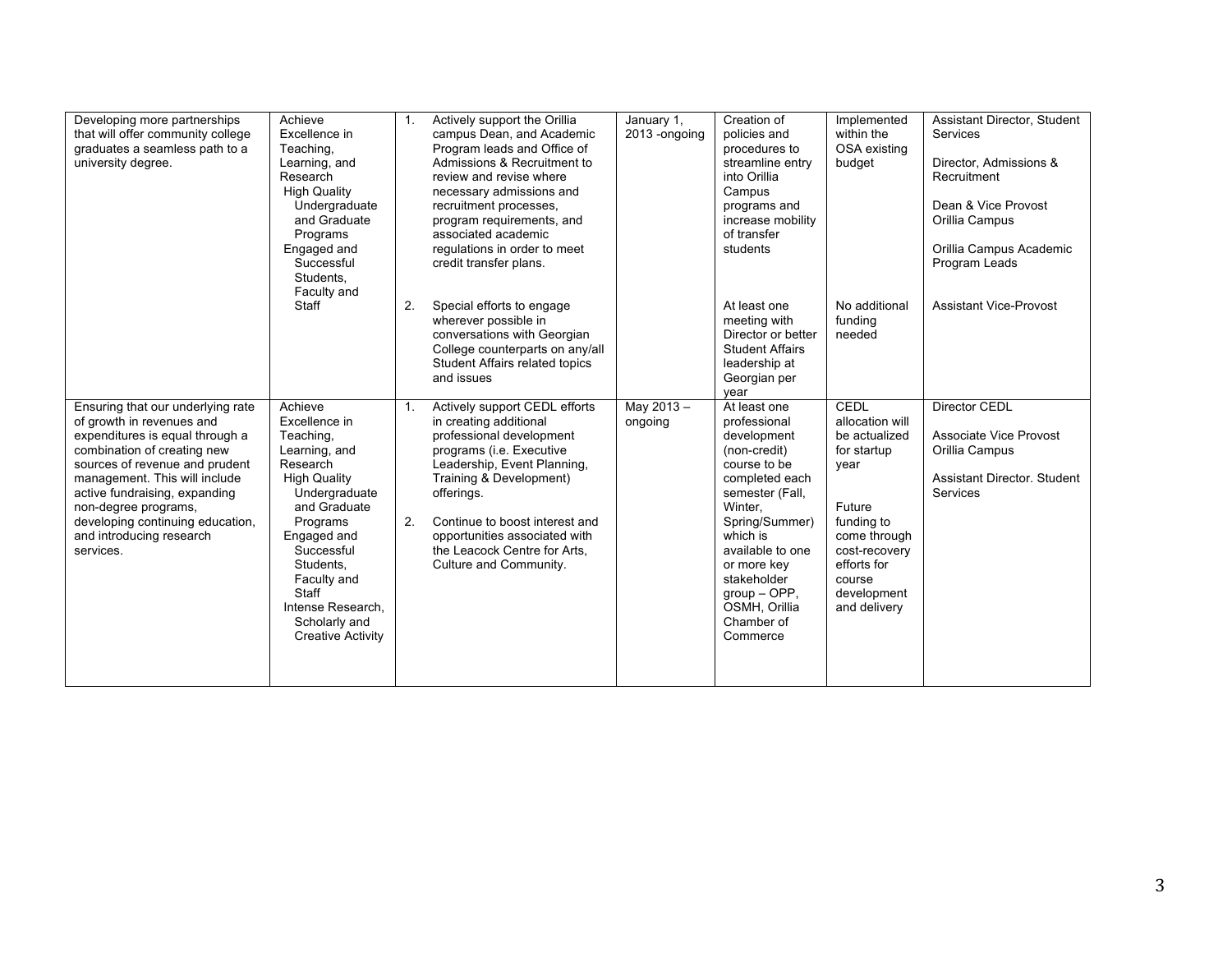| | | | | | | |
|---|---|---|---|---|---|---|
| Developing more partnerships that will offer community college graduates a seamless path to a university degree. | Achieve Excellence in Teaching, Learning, and Research<br>High Quality Undergraduate and Graduate Programs<br>Engaged and Successful Students, Faculty and Staff | 1. Actively support the Orillia campus Dean, and Academic Program leads and Office of Admissions & Recruitment to review and revise where necessary admissions and recruitment processes, program requirements, and associated academic regulations in order to meet credit transfer plans.<br><br>2. Special efforts to engage wherever possible in conversations with Georgian College counterparts on any/all Student Affairs related topics and issues | January 1, 2013 -ongoing | Creation of policies and procedures to streamline entry into Orillia Campus programs and increase mobility of transfer students<br><br>At least one meeting with Director or better Student Affairs leadership at Georgian per year | Implemented within the OSA existing budget<br><br>No additional funding needed | Assistant Director, Student Services<br><br>Director, Admissions & Recruitment<br><br>Dean & Vice Provost Orillia Campus<br><br>Orillia Campus Academic Program Leads<br><br>Assistant Vice-Provost |
| Ensuring that our underlying rate of growth in revenues and expenditures is equal through a combination of creating new sources of revenue and prudent management. This will include active fundraising, expanding non-degree programs, developing continuing education, and introducing research services. | Achieve Excellence in Teaching, Learning, and Research<br>High Quality Undergraduate and Graduate Programs<br>Engaged and Successful Students, Faculty and Staff<br>Intense Research, Scholarly and Creative Activity | 1. Actively support CEDL efforts in creating additional professional development programs (i.e. Executive Leadership, Event Planning, Training & Development) offerings.<br><br>2. Continue to boost interest and opportunities associated with the Leacock Centre for Arts, Culture and Community. | May 2013 – ongoing | At least one professional development (non-credit) course to be completed each semester (Fall, Winter, Spring/Summer) which is available to one or more key stakeholder group – OPP, OSMH, Orillia Chamber of Commerce | CEDL allocation will be actualized for startup year<br><br>Future funding to come through cost-recovery efforts for course development and delivery | Director CEDL<br><br>Associate Vice Provost Orillia Campus<br><br>Assistant Director. Student Services |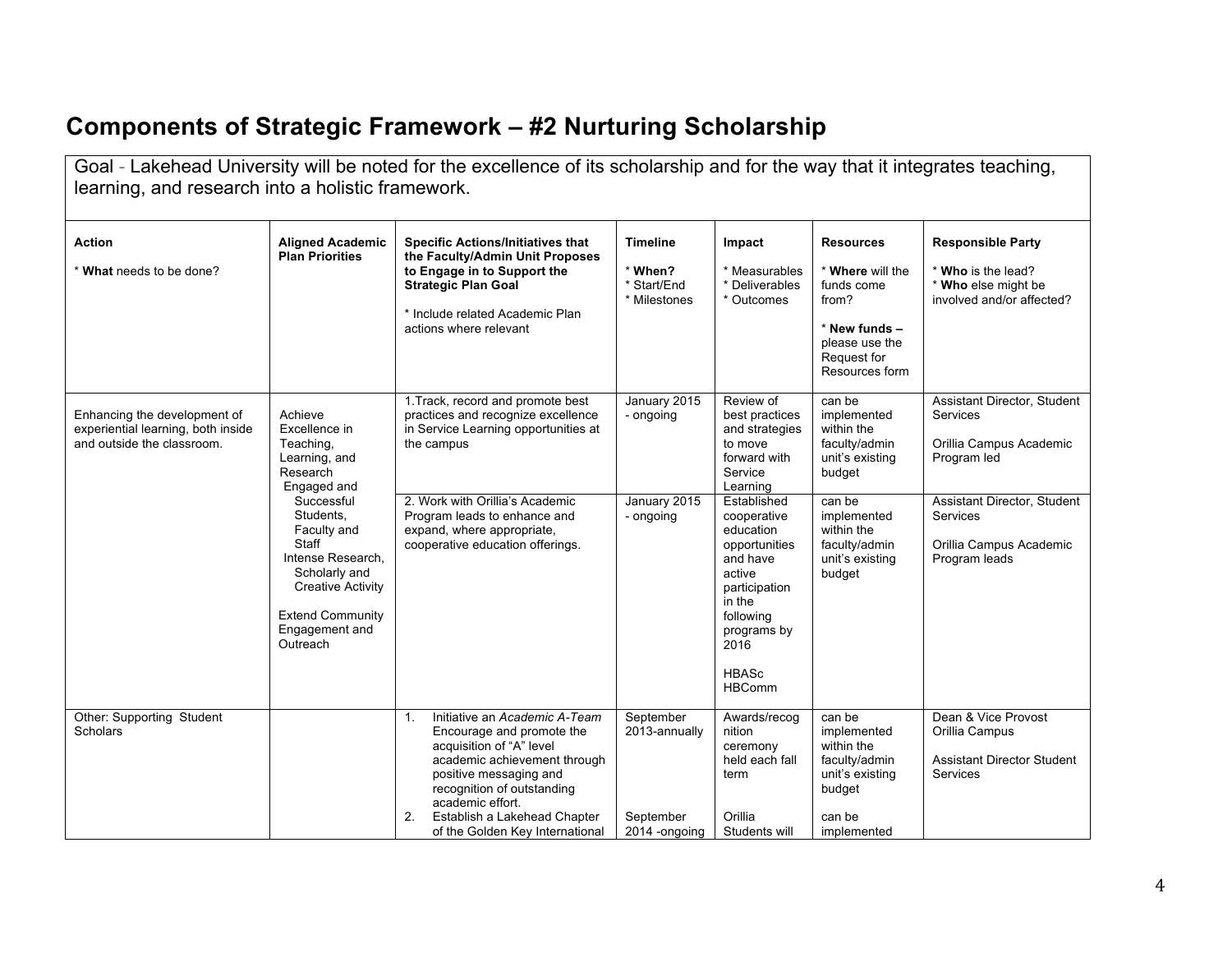# Components of Strategic Framework – #2 Nurturing Scholarship

| Goal - Lakehead University will be noted for the excellence of its scholarship and for the way that it integrates teaching, learning, and research into a holistic framework. | | | | | | |
|---|---|---|---|---|---|---|
| **Action**<br><br>* **What** needs to be done? | **Aligned Academic Plan Priorities** | **Specific Actions/Initiatives that the Faculty/Admin Unit Proposes to Engage in to Support the Strategic Plan Goal**<br><br>* Include related Academic Plan actions where relevant | **Timeline**<br><br>* **When?**<br>* Start/End<br>* Milestones | **Impact**<br><br>* Measurables<br>* Deliverables<br>* Outcomes | **Resources**<br><br>* **Where** will the funds come from?<br><br>* **New funds –** please use the Request for Resources form | **Responsible Party**<br><br>* **Who** is the lead?<br>* **Who** else might be involved and/or affected? |
| Enhancing the development of experiential learning, both inside and outside the classroom. | Achieve Excellence in Teaching, Learning, and Research<br>Engaged and Successful Students, Faculty and Staff<br>Intense Research, Scholarly and Creative Activity<br><br>Extend Community Engagement and Outreach | 1.Track, record and promote best practices and recognize excellence in Service Learning opportunities at the campus | January 2015 - ongoing | Review of best practices and strategies to move forward with Service Learning | can be implemented within the faculty/admin unit's existing budget | Assistant Director, Student Services<br><br>Orillia Campus Academic Program led |
| | | 2. Work with Orillia's Academic Program leads to enhance and expand, where appropriate, cooperative education offerings. | January 2015 - ongoing | Established cooperative education opportunities and have active participation in the following programs by 2016<br><br>HBASc<br>HBComm | can be implemented within the faculty/admin unit's existing budget | Assistant Director, Student Services<br><br>Orillia Campus Academic Program leads |
| Other: Supporting Student Scholars | | 1. Initiative an *Academic A-Team* Encourage and promote the acquisition of "A" level academic achievement through positive messaging and recognition of outstanding academic effort.<br>2. Establish a Lakehead Chapter of the Golden Key International | September 2013-annually<br><br><br><br><br>September 2014 -ongoing | Awards/recognition ceremony held each fall term<br><br><br><br>Orillia Students will | can be implemented within the faculty/admin unit's existing budget<br><br>can be implemented | Dean & Vice Provost Orillia Campus<br><br>Assistant Director Student Services |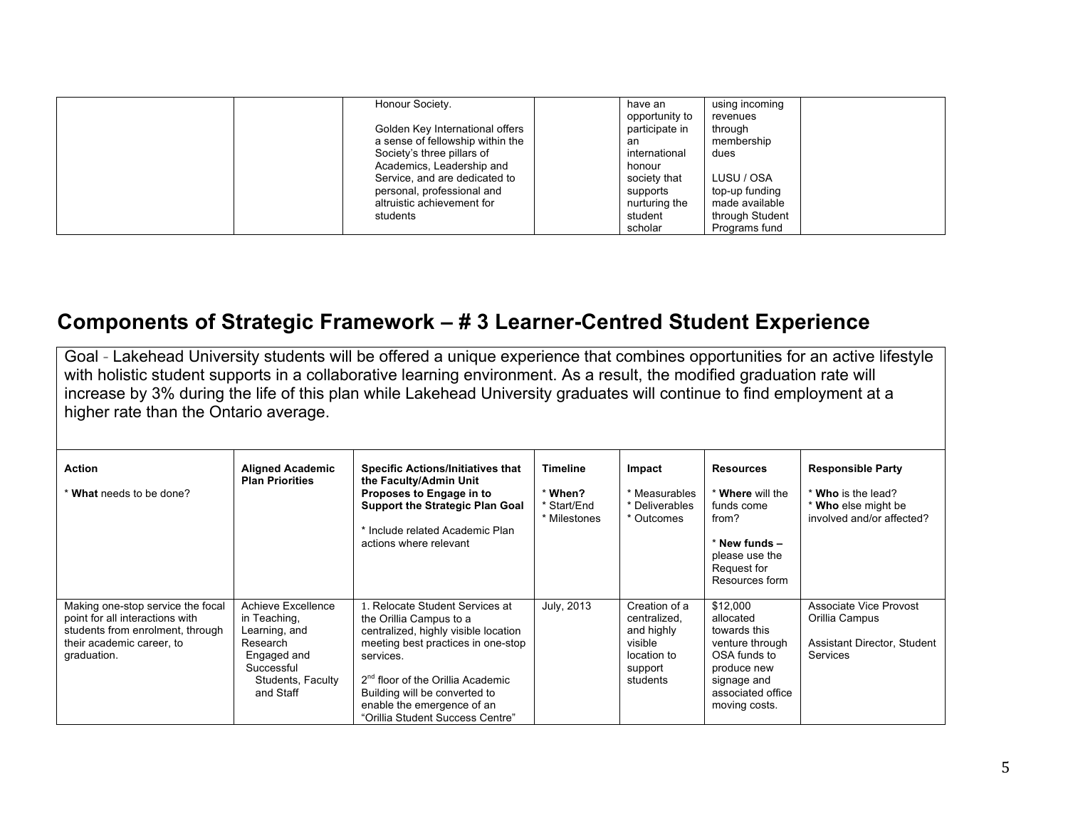| | | Honour Society.<br><br>Golden Key International offers a sense of fellowship within the Society's three pillars of Academics, Leadership and Service, and are dedicated to personal, professional and altruistic achievement for students | | have an opportunity to participate in an international honour society that supports nurturing the student scholar | using incoming revenues through membership dues<br><br>LUSU / OSA top-up funding made available through Student Programs fund | |
|---|---|---|---|---|---|---|

## Components of Strategic Framework – # 3 Learner-Centred Student Experience

| Goal - Lakehead University students will be offered a unique experience that combines opportunities for an active lifestyle with holistic student supports in a collaborative learning environment. As a result, the modified graduation rate will increase by 3% during the life of this plan while Lakehead University graduates will continue to find employment at a higher rate than the Ontario average. | | | | | | |
|---|---|---|---|---|---|---|
| **Action**<br><br>* **What** needs to be done? | **Aligned Academic Plan Priorities** | **Specific Actions/Initiatives that the Faculty/Admin Unit Proposes to Engage in to Support the Strategic Plan Goal**<br><br>* Include related Academic Plan actions where relevant | **Timeline**<br><br>* **When?**<br>* Start/End<br>* Milestones | **Impact**<br><br>* Measurables<br>* Deliverables<br>* Outcomes | **Resources**<br><br>* **Where** will the funds come from?<br><br>* **New funds –** please use the Request for Resources form | **Responsible Party**<br><br>* **Who** is the lead?<br>* **Who** else might be involved and/or affected? |
| Making one-stop service the focal point for all interactions with students from enrolment, through their academic career, to graduation. | Achieve Excellence in Teaching, Learning, and Research<br>Engaged and Successful<br>Students, Faculty and Staff | 1. Relocate Student Services at the Orillia Campus to a centralized, highly visible location meeting best practices in one-stop services.<br><br>2nd floor of the Orillia Academic Building will be converted to enable the emergence of an "Orillia Student Success Centre" | July, 2013 | Creation of a centralized, and highly visible location to support students | $12,000 allocated towards this venture through OSA funds to produce new signage and associated office moving costs. | Associate Vice Provost Orillia Campus<br><br>Assistant Director, Student Services |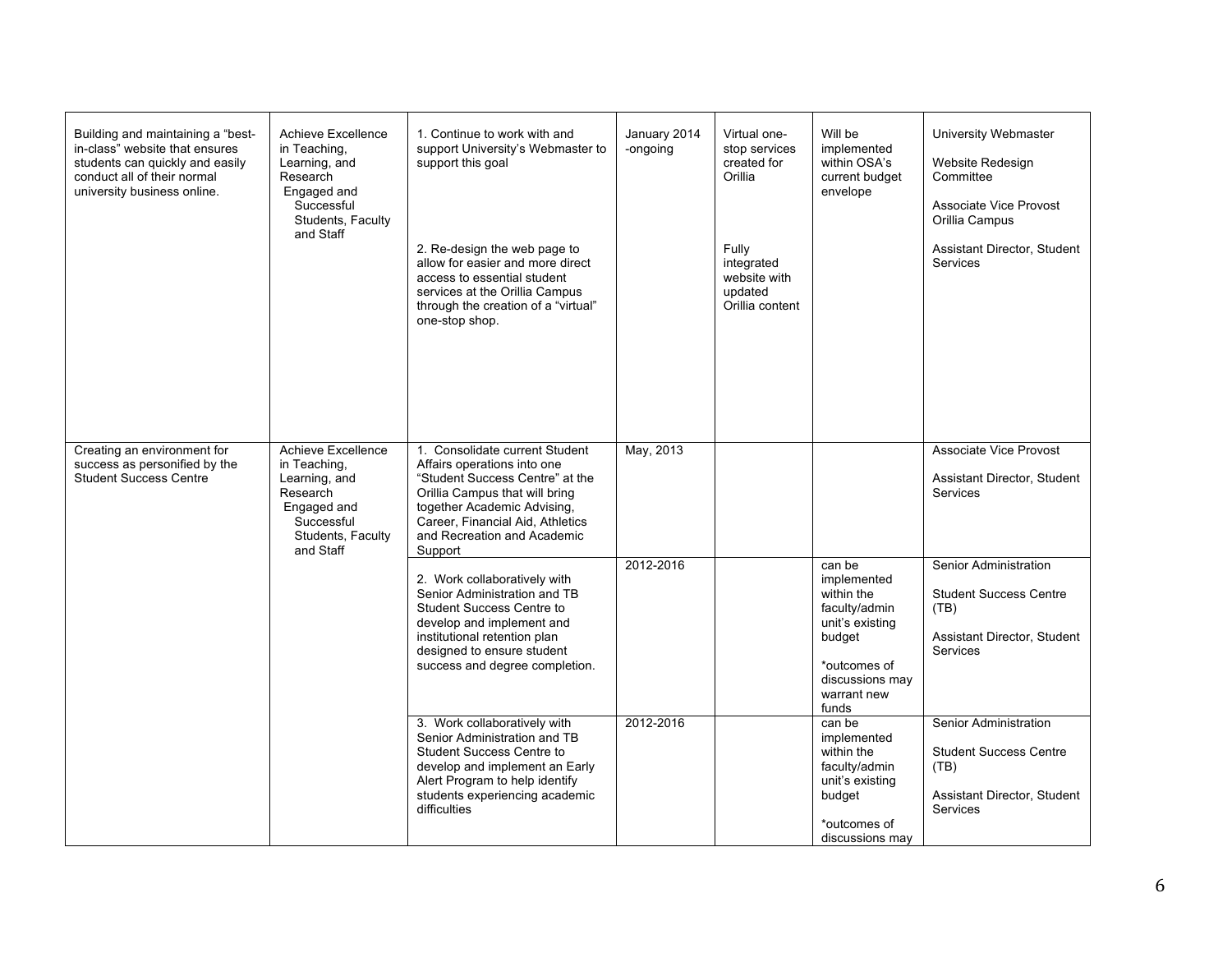| | | | | | | |
|---|---|---|---|---|---|---|
| Building and maintaining a "best-in-class" website that ensures students can quickly and easily conduct all of their normal university business online. | Achieve Excellence in Teaching, Learning, and Research<br>Engaged and Successful Students, Faculty and Staff | 1. Continue to work with and support University's Webmaster to support this goal<br><br>2. Re-design the web page to allow for easier and more direct access to essential student services at the Orillia Campus through the creation of a "virtual" one-stop shop. | January 2014 -ongoing | Virtual one-stop services created for Orillia<br><br>Fully integrated website with updated Orillia content | Will be implemented within OSA's current budget envelope | University Webmaster<br><br>Website Redesign Committee<br><br>Associate Vice Provost Orillia Campus<br><br>Assistant Director, Student Services |
| Creating an environment for success as personified by the Student Success Centre | Achieve Excellence in Teaching, Learning, and Research<br>Engaged and Successful Students, Faculty and Staff | 1. Consolidate current Student Affairs operations into one "Student Success Centre" at the Orillia Campus that will bring together Academic Advising, Career, Financial Aid, Athletics and Recreation and Academic Support | May, 2013 | | | Associate Vice Provost<br><br>Assistant Director, Student Services |
| | | 2. Work collaboratively with Senior Administration and TB Student Success Centre to develop and implement and institutional retention plan designed to ensure student success and degree completion. | 2012-2016 | | can be implemented within the faculty/admin unit's existing budget<br><br>*outcomes of discussions may warrant new funds | Senior Administration<br><br>Student Success Centre (TB)<br><br>Assistant Director, Student Services |
| | | 3. Work collaboratively with Senior Administration and TB Student Success Centre to develop and implement an Early Alert Program to help identify students experiencing academic difficulties | 2012-2016 | | can be implemented within the faculty/admin unit's existing budget<br><br>*outcomes of discussions may | Senior Administration<br><br>Student Success Centre (TB)<br><br>Assistant Director, Student Services |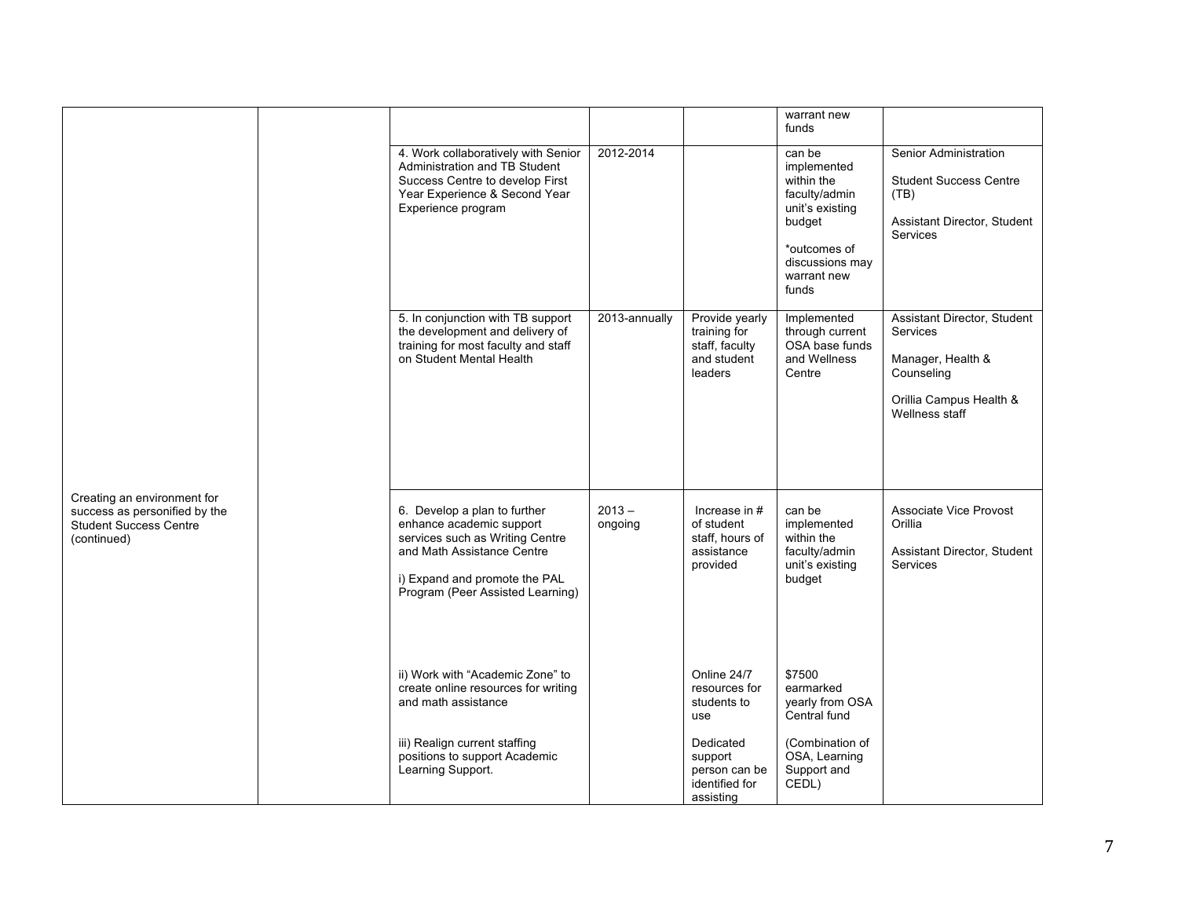| | | | | | | |
|---|---|---|---|---|---|---|
| | | | | | warrant new funds | |
| | | 4. Work collaboratively with Senior Administration and TB Student Success Centre to develop First Year Experience & Second Year Experience program | 2012-2014 | | can be implemented within the faculty/admin unit's existing budget<br><br>*outcomes of discussions may warrant new funds | Senior Administration<br><br>Student Success Centre (TB)<br><br>Assistant Director, Student Services |
| | | 5. In conjunction with TB support the development and delivery of training for most faculty and staff on Student Mental Health | 2013-annually | Provide yearly training for staff, faculty and student leaders | Implemented through current OSA base funds and Wellness Centre | Assistant Director, Student Services<br><br>Manager, Health & Counseling<br><br>Orillia Campus Health & Wellness staff |
| Creating an environment for success as personified by the Student Success Centre (continued) | | 6. Develop a plan to further enhance academic support services such as Writing Centre and Math Assistance Centre<br><br>i) Expand and promote the PAL Program (Peer Assisted Learning) | 2013 – ongoing | Increase in # of student staff, hours of assistance provided | can be implemented within the faculty/admin unit's existing budget | Associate Vice Provost Orillia<br><br>Assistant Director, Student Services |
| | | ii) Work with "Academic Zone" to create online resources for writing and math assistance<br><br>iii) Realign current staffing positions to support Academic Learning Support. | | Online 24/7 resources for students to use<br><br>Dedicated support person can be identified for assisting | $7500 earmarked yearly from OSA Central fund<br><br>(Combination of OSA, Learning Support and CEDL) | |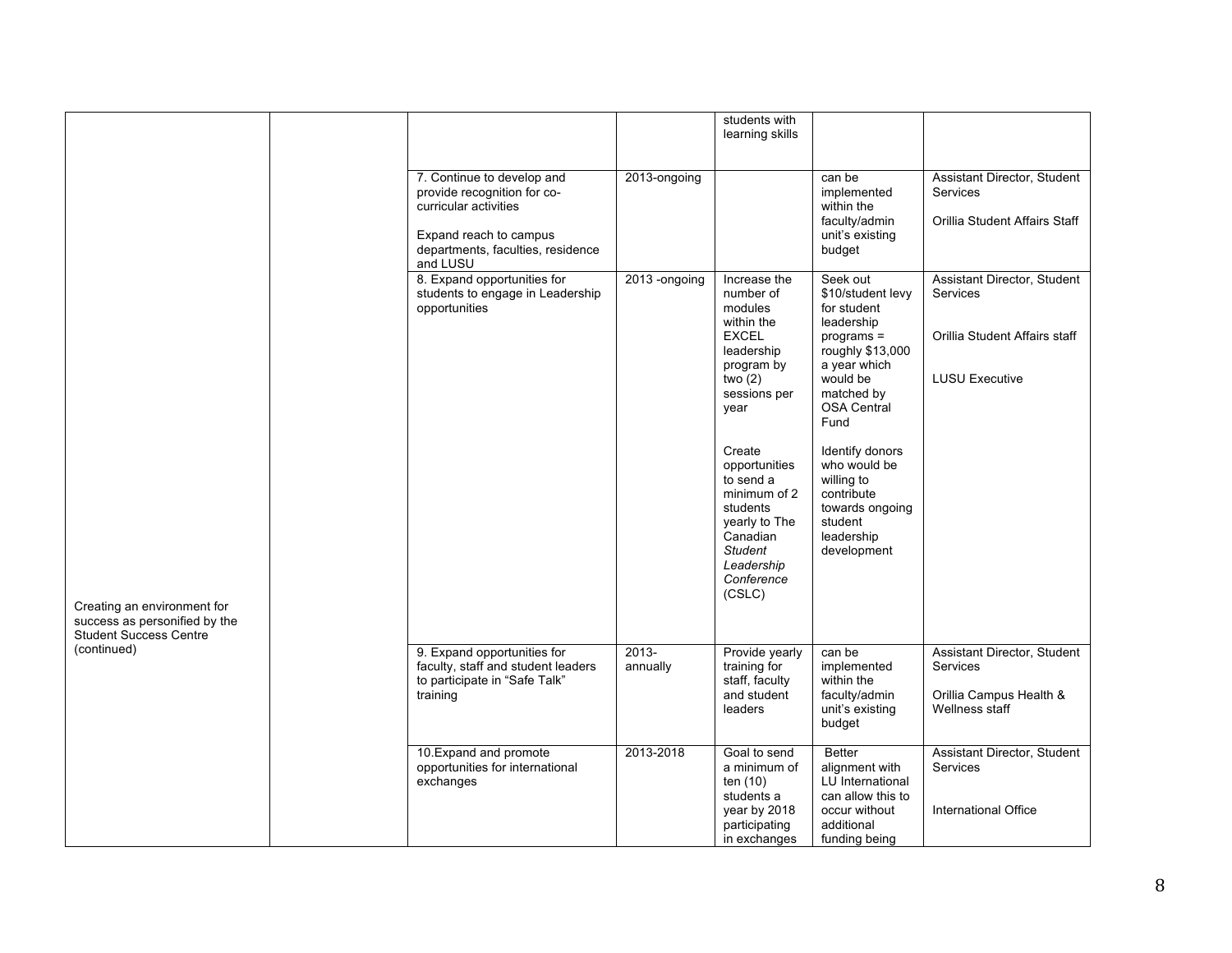| | | | | | | |
|---|---|---|---|---|---|---|
| | | | | students with learning skills | | |
| | | 7. Continue to develop and provide recognition for co-curricular activities<br><br>Expand reach to campus departments, faculties, residence and LUSU | 2013-ongoing | | can be implemented within the faculty/admin unit's existing budget | Assistant Director, Student Services<br><br>Orillia Student Affairs Staff |
| | | 8. Expand opportunities for students to engage in Leadership opportunities | 2013 -ongoing | Increase the number of modules within the EXCEL leadership program by two (2) sessions per year<br><br>Create opportunities to send a minimum of 2 students yearly to The Canadian *Student Leadership Conference* (CSLC) | Seek out $10/student levy for student leadership programs = roughly $13,000 a year which would be matched by OSA Central Fund<br><br>Identify donors who would be willing to contribute towards ongoing student leadership development | Assistant Director, Student Services<br><br>Orillia Student Affairs staff<br><br>LUSU Executive |
| Creating an environment for success as personified by the Student Success Centre (continued) | | 9. Expand opportunities for faculty, staff and student leaders to participate in "Safe Talk" training | 2013-annually | Provide yearly training for staff, faculty and student leaders | can be implemented within the faculty/admin unit's existing budget | Assistant Director, Student Services<br><br>Orillia Campus Health & Wellness staff |
| | | 10.Expand and promote opportunities for international exchanges | 2013-2018 | Goal to send a minimum of ten (10) students a year by 2018 participating in exchanges | Better alignment with LU International can allow this to occur without additional funding being | Assistant Director, Student Services<br><br>International Office |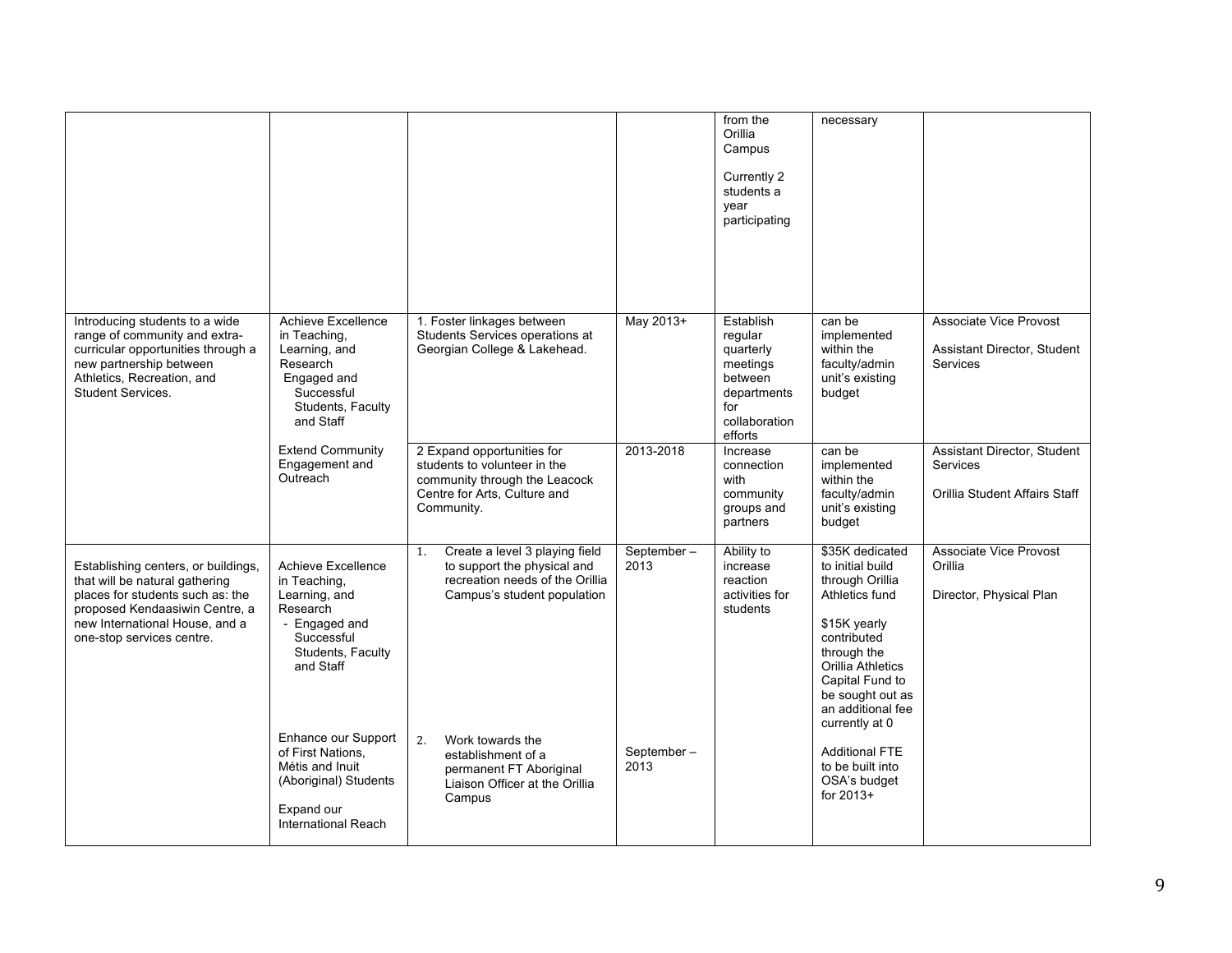| | | | | | | |
|---|---|---|---|---|---|---|
| | | | | from the Orillia Campus<br><br>Currently 2 students a year participating | necessary | |
| Introducing students to a wide range of community and extra-curricular opportunities through a new partnership between Athletics, Recreation, and Student Services. | Achieve Excellence in Teaching, Learning, and Research<br>Engaged and Successful Students, Faculty and Staff | 1. Foster linkages between Students Services operations at Georgian College & Lakehead. | May 2013+ | Establish regular quarterly meetings between departments for collaboration efforts | can be implemented within the faculty/admin unit's existing budget | Associate Vice Provost<br><br>Assistant Director, Student Services |
| | Extend Community Engagement and Outreach | 2 Expand opportunities for students to volunteer in the community through the Leacock Centre for Arts, Culture and Community. | 2013-2018 | Increase connection with community groups and partners | can be implemented within the faculty/admin unit's existing budget | Assistant Director, Student Services<br><br>Orillia Student Affairs Staff |
| Establishing centers, or buildings, that will be natural gathering places for students such as: the proposed Kendaasiwin Centre, a new International House, and a one-stop services centre. | Achieve Excellence in Teaching, Learning, and Research<br>- Engaged and Successful Students, Faculty and Staff<br><br>Enhance our Support of First Nations, Métis and Inuit (Aboriginal) Students<br><br>Expand our International Reach | 1. Create a level 3 playing field to support the physical and recreation needs of the Orillia Campus's student population<br><br>2. Work towards the establishment of a permanent FT Aboriginal Liaison Officer at the Orillia Campus | September – 2013<br><br>September – 2013 | Ability to increase reaction activities for students | $35K dedicated to initial build through Orillia Athletics fund<br><br>$15K yearly contributed through the Orillia Athletics Capital Fund to be sought out as an additional fee currently at 0<br><br>Additional FTE to be built into OSA's budget for 2013+ | Associate Vice Provost Orillia<br><br>Director, Physical Plan |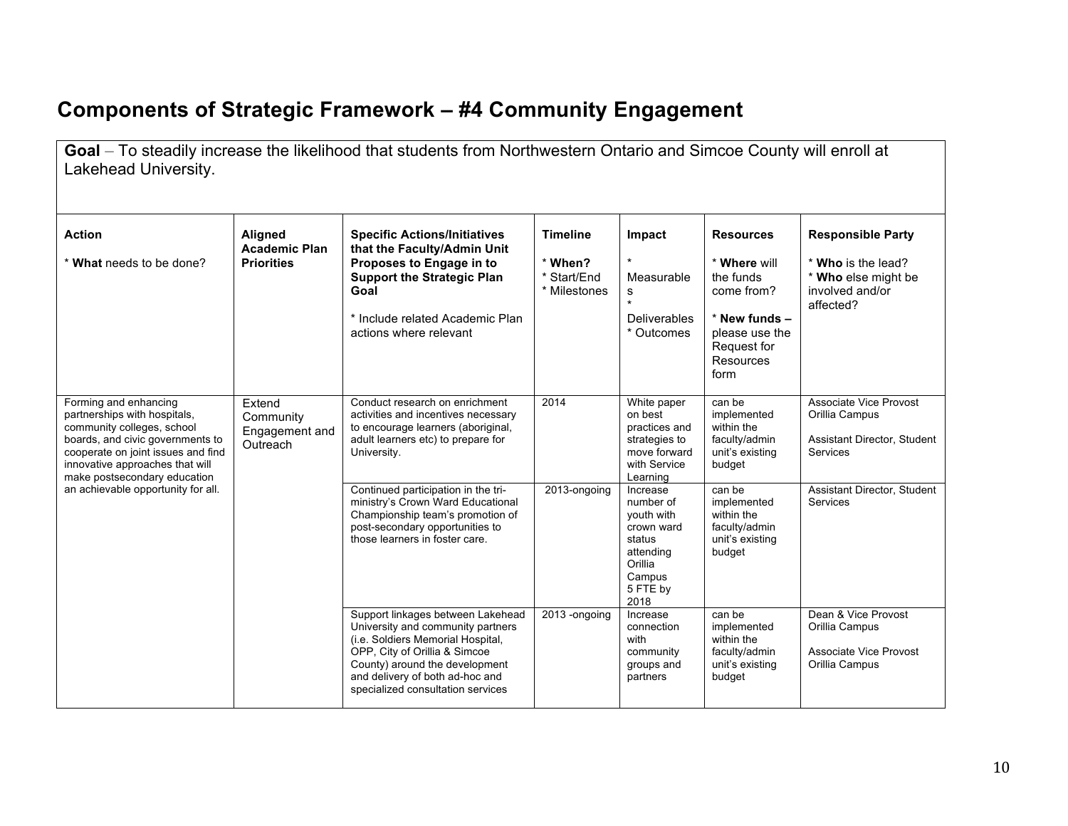## Components of Strategic Framework – #4 Community Engagement

**Goal** – To steadily increase the likelihood that students from Northwestern Ontario and Simcoe County will enroll at Lakehead University.

| **Action**<br><br>* **What** needs to be done? | **Aligned Academic Plan Priorities** | **Specific Actions/Initiatives that the Faculty/Admin Unit Proposes to Engage in to Support the Strategic Plan Goal**<br><br>* Include related Academic Plan actions where relevant | **Timeline**<br><br>* **When?**<br>* Start/End<br>* Milestones | **Impact**<br><br>* Measurables<br>* Deliverables<br>* Outcomes | **Resources**<br><br>* **Where** will the funds come from?<br><br>* **New funds –** please use the Request for Resources form | **Responsible Party**<br><br>* **Who** is the lead?<br>* **Who** else might be involved and/or affected? |
|---|---|---|---|---|---|---|
| Forming and enhancing partnerships with hospitals, community colleges, school boards, and civic governments to cooperate on joint issues and find innovative approaches that will make postsecondary education an achievable opportunity for all. | Extend Community Engagement and Outreach | Conduct research on enrichment activities and incentives necessary to encourage learners (aboriginal, adult learners etc) to prepare for University. | 2014 | White paper on best practices and strategies to move forward with Service Learning | can be implemented within the faculty/admin unit's existing budget | Associate Vice Provost Orillia Campus<br><br>Assistant Director, Student Services |
| | | Continued participation in the tri-ministry's Crown Ward Educational Championship team's promotion of post-secondary opportunities to those learners in foster care. | 2013-ongoing | Increase number of youth with crown ward status attending Orillia Campus 5 FTE by 2018 | can be implemented within the faculty/admin unit's existing budget | Assistant Director, Student Services |
| | | Support linkages between Lakehead University and community partners (i.e. Soldiers Memorial Hospital, OPP, City of Orillia & Simcoe County) around the development and delivery of both ad-hoc and specialized consultation services | 2013 -ongoing | Increase connection with community groups and partners | can be implemented within the faculty/admin unit's existing budget | Dean & Vice Provost Orillia Campus<br><br>Associate Vice Provost Orillia Campus |